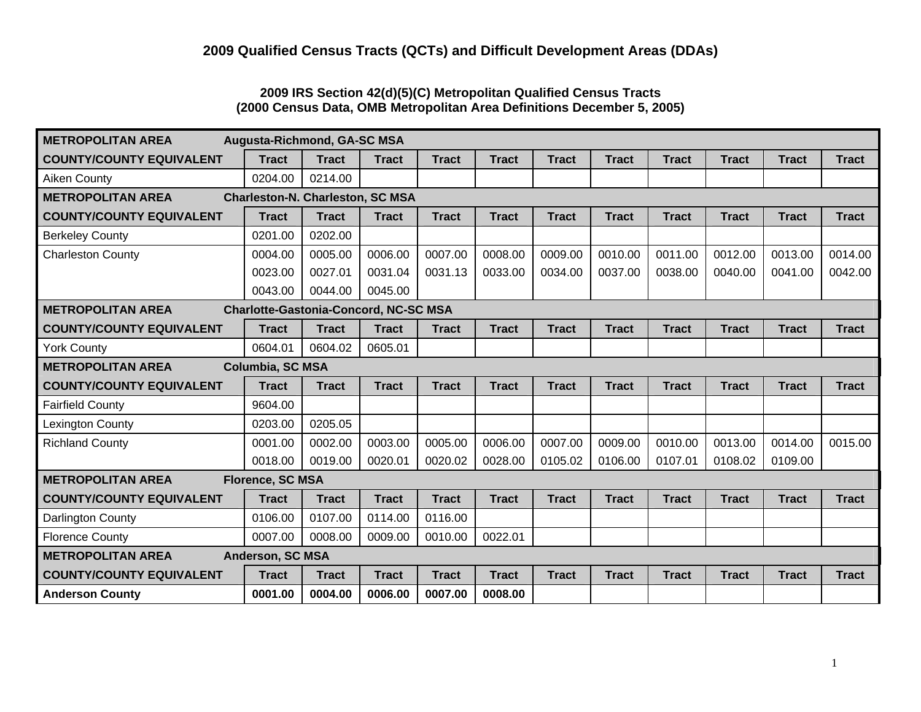## 2009 Qualified Census Tracts (QCTs) and Difficult Development Areas (DDAs)

### 2009 IRS Section 42(d)(5)(C) Metropolitan Qualified Census Tracts
### (2000 Census Data, OMB Metropolitan Area Definitions December 5, 2005)

| **METROPOLITAN AREA** | **Augusta-Richmond, GA-SC MSA** | | | | | | | | | | |
|---|---|---|---|---|---|---|---|---|---|---|---|
| **COUNTY/COUNTY EQUIVALENT** | **Tract** | **Tract** | **Tract** | **Tract** | **Tract** | **Tract** | **Tract** | **Tract** | **Tract** | **Tract** | **Tract** |
| Aiken County | 0204.00 | 0214.00 | | | | | | | | | |
| **METROPOLITAN AREA** | **Charleston-N. Charleston, SC MSA** | | | | | | | | | | |
| **COUNTY/COUNTY EQUIVALENT** | **Tract** | **Tract** | **Tract** | **Tract** | **Tract** | **Tract** | **Tract** | **Tract** | **Tract** | **Tract** | **Tract** |
| Berkeley County | 0201.00 | 0202.00 | | | | | | | | | |
| Charleston County | 0004.00 | 0005.00 | 0006.00 | 0007.00 | 0008.00 | 0009.00 | 0010.00 | 0011.00 | 0012.00 | 0013.00 | 0014.00 |
| | 0023.00 | 0027.01 | 0031.04 | 0031.13 | 0033.00 | 0034.00 | 0037.00 | 0038.00 | 0040.00 | 0041.00 | 0042.00 |
| | 0043.00 | 0044.00 | 0045.00 | | | | | | | | |
| **METROPOLITAN AREA** | **Charlotte-Gastonia-Concord, NC-SC MSA** | | | | | | | | | | |
| **COUNTY/COUNTY EQUIVALENT** | **Tract** | **Tract** | **Tract** | **Tract** | **Tract** | **Tract** | **Tract** | **Tract** | **Tract** | **Tract** | **Tract** |
| York County | 0604.01 | 0604.02 | 0605.01 | | | | | | | | |
| **METROPOLITAN AREA** | **Columbia, SC MSA** | | | | | | | | | | |
| **COUNTY/COUNTY EQUIVALENT** | **Tract** | **Tract** | **Tract** | **Tract** | **Tract** | **Tract** | **Tract** | **Tract** | **Tract** | **Tract** | **Tract** |
| Fairfield County | 9604.00 | | | | | | | | | | |
| Lexington County | 0203.00 | 0205.05 | | | | | | | | | |
| Richland County | 0001.00 | 0002.00 | 0003.00 | 0005.00 | 0006.00 | 0007.00 | 0009.00 | 0010.00 | 0013.00 | 0014.00 | 0015.00 |
| | 0018.00 | 0019.00 | 0020.01 | 0020.02 | 0028.00 | 0105.02 | 0106.00 | 0107.01 | 0108.02 | 0109.00 | |
| **METROPOLITAN AREA** | **Florence, SC MSA** | | | | | | | | | | |
| **COUNTY/COUNTY EQUIVALENT** | **Tract** | **Tract** | **Tract** | **Tract** | **Tract** | **Tract** | **Tract** | **Tract** | **Tract** | **Tract** | **Tract** |
| Darlington County | 0106.00 | 0107.00 | 0114.00 | 0116.00 | | | | | | | |
| Florence County | 0007.00 | 0008.00 | 0009.00 | 0010.00 | 0022.01 | | | | | | |
| **METROPOLITAN AREA** | **Anderson, SC MSA** | | | | | | | | | | |
| **COUNTY/COUNTY EQUIVALENT** | **Tract** | **Tract** | **Tract** | **Tract** | **Tract** | **Tract** | **Tract** | **Tract** | **Tract** | **Tract** | **Tract** |
| **Anderson County** | **0001.00** | **0004.00** | **0006.00** | **0007.00** | **0008.00** | | | | | | |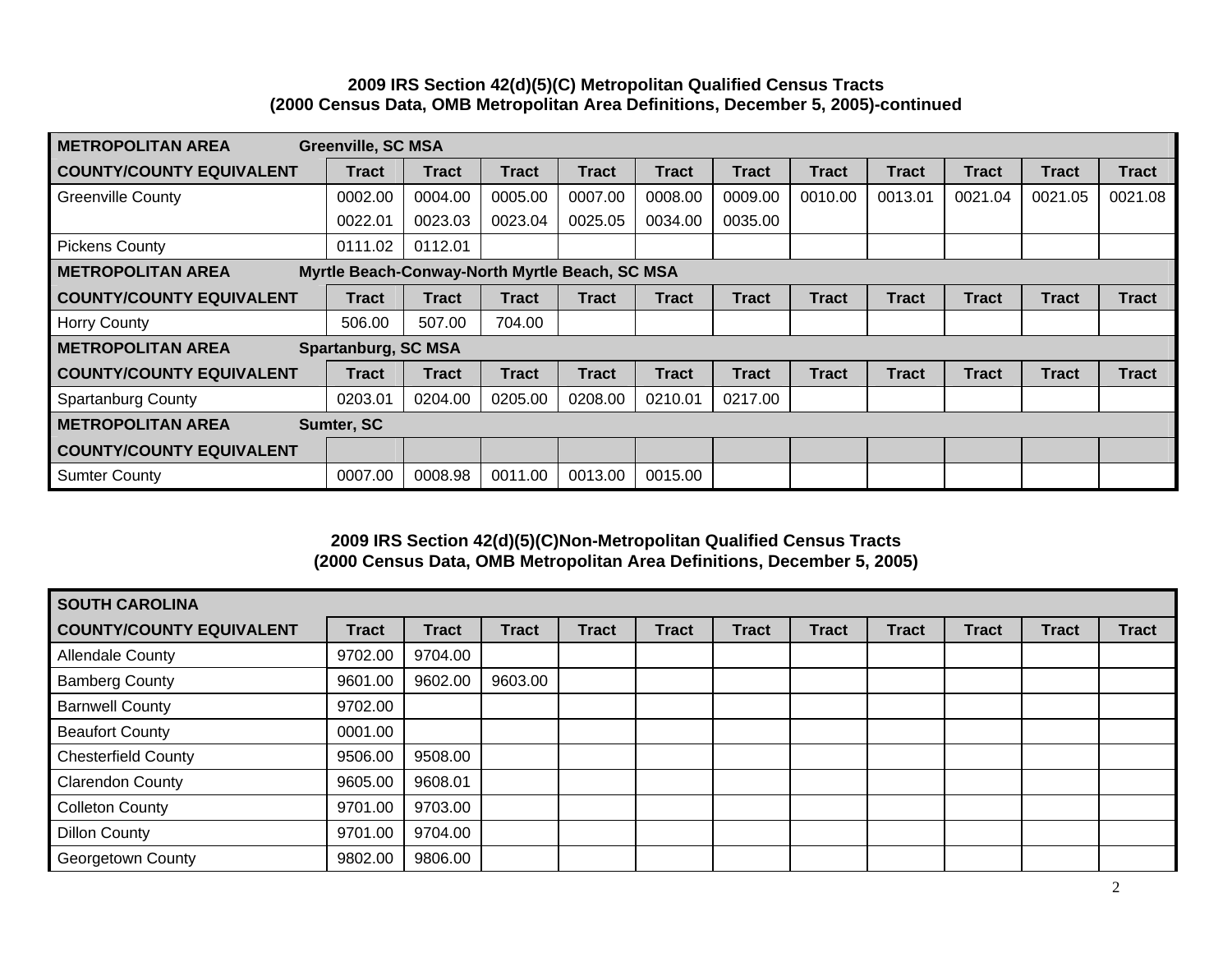**2009 IRS Section 42(d)(5)(C) Metropolitan Qualified Census Tracts**
**(2000 Census Data, OMB Metropolitan Area Definitions, December 5, 2005)-continued**

| METROPOLITAN AREA | Greenville, SC MSA | | | | | | | | | | |
|---|---|---|---|---|---|---|---|---|---|---|---|
| **COUNTY/COUNTY EQUIVALENT** | **Tract** | **Tract** | **Tract** | **Tract** | **Tract** | **Tract** | **Tract** | **Tract** | **Tract** | **Tract** | **Tract** |
| Greenville County | 0002.00 | 0004.00 | 0005.00 | 0007.00 | 0008.00 | 0009.00 | 0010.00 | 0013.01 | 0021.04 | 0021.05 | 0021.08 |
| | 0022.01 | 0023.03 | 0023.04 | 0025.05 | 0034.00 | 0035.00 | | | | | |
| Pickens County | 0111.02 | 0112.01 | | | | | | | | | |
| **METROPOLITAN AREA** | **Myrtle Beach-Conway-North Myrtle Beach, SC MSA** | | | | | | | | | | |
| **COUNTY/COUNTY EQUIVALENT** | **Tract** | **Tract** | **Tract** | **Tract** | **Tract** | **Tract** | **Tract** | **Tract** | **Tract** | **Tract** | **Tract** |
| Horry County | 506.00 | 507.00 | 704.00 | | | | | | | | |
| **METROPOLITAN AREA** | **Spartanburg, SC MSA** | | | | | | | | | | |
| **COUNTY/COUNTY EQUIVALENT** | **Tract** | **Tract** | **Tract** | **Tract** | **Tract** | **Tract** | **Tract** | **Tract** | **Tract** | **Tract** | **Tract** |
| Spartanburg County | 0203.01 | 0204.00 | 0205.00 | 0208.00 | 0210.01 | 0217.00 | | | | | |
| **METROPOLITAN AREA** | **Sumter, SC** | | | | | | | | | | |
| **COUNTY/COUNTY EQUIVALENT** | | | | | | | | | | | |
| Sumter County | 0007.00 | 0008.98 | 0011.00 | 0013.00 | 0015.00 | | | | | | |

**2009 IRS Section 42(d)(5)(C)Non-Metropolitan Qualified Census Tracts**
**(2000 Census Data, OMB Metropolitan Area Definitions, December 5, 2005)**

| SOUTH CAROLINA | | | | | | | | | | | |
|---|---|---|---|---|---|---|---|---|---|---|---|
| **COUNTY/COUNTY EQUIVALENT** | **Tract** | **Tract** | **Tract** | **Tract** | **Tract** | **Tract** | **Tract** | **Tract** | **Tract** | **Tract** | **Tract** |
| Allendale County | 9702.00 | 9704.00 | | | | | | | | | |
| Bamberg County | 9601.00 | 9602.00 | 9603.00 | | | | | | | | |
| Barnwell County | 9702.00 | | | | | | | | | | |
| Beaufort County | 0001.00 | | | | | | | | | | |
| Chesterfield County | 9506.00 | 9508.00 | | | | | | | | | |
| Clarendon County | 9605.00 | 9608.01 | | | | | | | | | |
| Colleton County | 9701.00 | 9703.00 | | | | | | | | | |
| Dillon County | 9701.00 | 9704.00 | | | | | | | | | |
| Georgetown County | 9802.00 | 9806.00 | | | | | | | | | |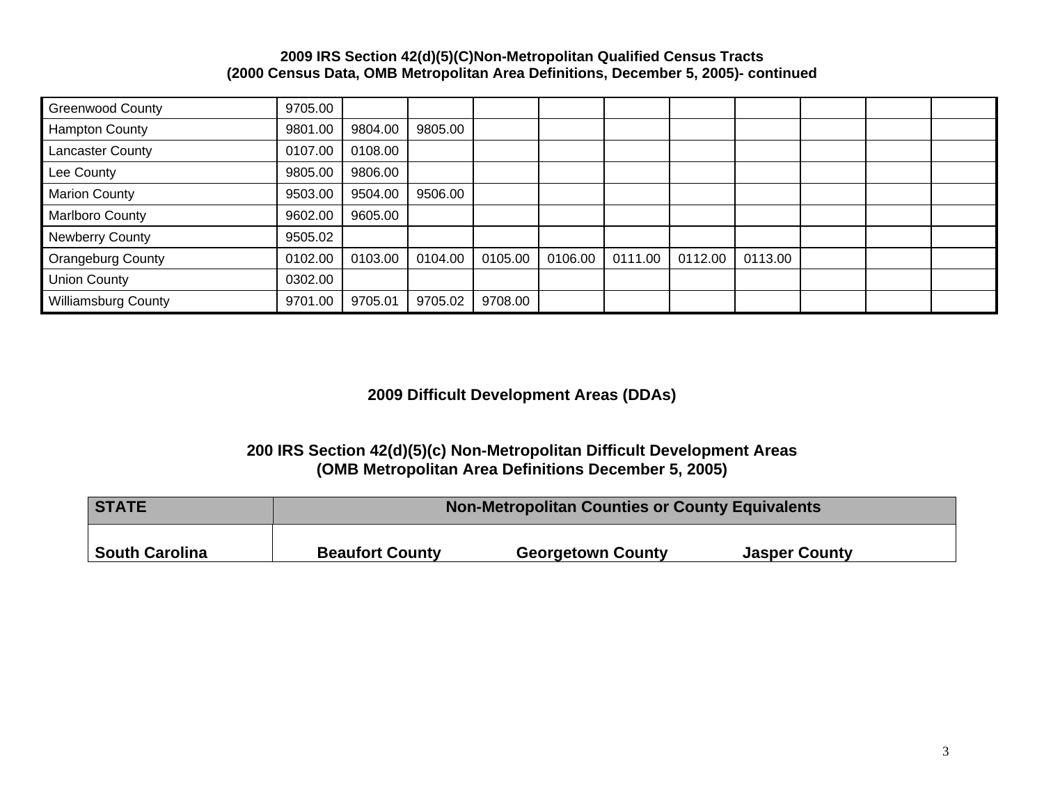**2009 IRS Section 42(d)(5)(C)Non-Metropolitan Qualified Census Tracts**
**(2000 Census Data, OMB Metropolitan Area Definitions, December 5, 2005)- continued**

| | | | | | | | | | | | |
|---|---|---|---|---|---|---|---|---|---|---|---|
| Greenwood County | 9705.00 | | | | | | | | | | |
| Hampton County | 9801.00 | 9804.00 | 9805.00 | | | | | | | | |
| Lancaster County | 0107.00 | 0108.00 | | | | | | | | | |
| Lee County | 9805.00 | 9806.00 | | | | | | | | | |
| Marion County | 9503.00 | 9504.00 | 9506.00 | | | | | | | | |
| Marlboro County | 9602.00 | 9605.00 | | | | | | | | | |
| Newberry County | 9505.02 | | | | | | | | | | |
| Orangeburg County | 0102.00 | 0103.00 | 0104.00 | 0105.00 | 0106.00 | 0111.00 | 0112.00 | 0113.00 | | | |
| Union County | 0302.00 | | | | | | | | | | |
| Williamsburg County | 9701.00 | 9705.01 | 9705.02 | 9708.00 | | | | | | | |

## 2009 Difficult Development Areas (DDAs)

### 200 IRS Section 42(d)(5)(c) Non-Metropolitan Difficult Development Areas (OMB Metropolitan Area Definitions December 5, 2005)

| STATE | Non-Metropolitan Counties or County Equivalents | | |
|---|---|---|---|
| **South Carolina** | **Beaufort County** | **Georgetown County** | **Jasper County** |